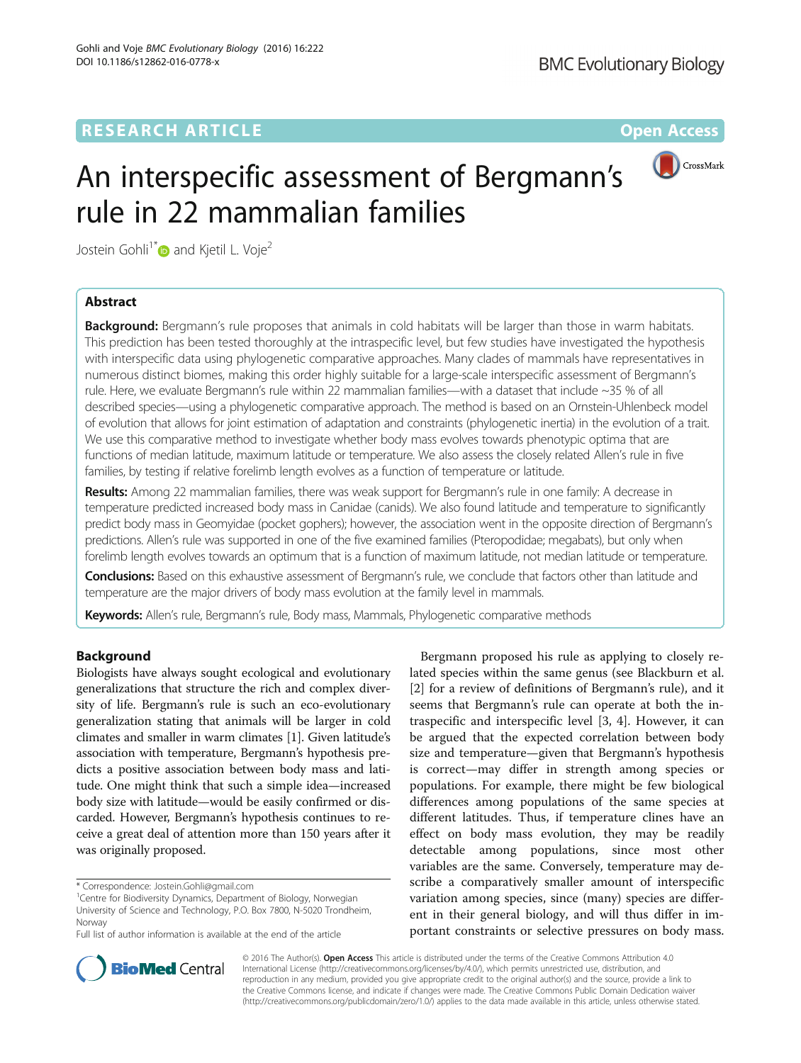RESEARCH ARTICLE

Open Access

# An interspecific assessment of Bergmann's rule in 22 mammalian families

Jostein Gohli[1*] and Kjetil L. Voje[2]

## Abstract

**Background:** Bergmann's rule proposes that animals in cold habitats will be larger than those in warm habitats. This prediction has been tested thoroughly at the intraspecific level, but few studies have investigated the hypothesis with interspecific data using phylogenetic comparative approaches. Many clades of mammals have representatives in numerous distinct biomes, making this order highly suitable for a large-scale interspecific assessment of Bergmann's rule. Here, we evaluate Bergmann's rule within 22 mammalian families—with a dataset that include ~35 % of all described species—using a phylogenetic comparative approach. The method is based on an Ornstein-Uhlenbeck model of evolution that allows for joint estimation of adaptation and constraints (phylogenetic inertia) in the evolution of a trait. We use this comparative method to investigate whether body mass evolves towards phenotypic optima that are functions of median latitude, maximum latitude or temperature. We also assess the closely related Allen's rule in five families, by testing if relative forelimb length evolves as a function of temperature or latitude.

**Results:** Among 22 mammalian families, there was weak support for Bergmann's rule in one family: A decrease in temperature predicted increased body mass in Canidae (canids). We also found latitude and temperature to significantly predict body mass in Geomyidae (pocket gophers); however, the association went in the opposite direction of Bergmann's predictions. Allen's rule was supported in one of the five examined families (Pteropodidae; megabats), but only when forelimb length evolves towards an optimum that is a function of maximum latitude, not median latitude or temperature.

**Conclusions:** Based on this exhaustive assessment of Bergmann's rule, we conclude that factors other than latitude and temperature are the major drivers of body mass evolution at the family level in mammals.

**Keywords:** Allen's rule, Bergmann's rule, Body mass, Mammals, Phylogenetic comparative methods

## Background

Biologists have always sought ecological and evolutionary generalizations that structure the rich and complex diversity of life. Bergmann's rule is such an eco-evolutionary generalization stating that animals will be larger in cold climates and smaller in warm climates [1]. Given latitude's association with temperature, Bergmann's hypothesis predicts a positive association between body mass and latitude. One might think that such a simple idea—increased body size with latitude—would be easily confirmed or discarded. However, Bergmann's hypothesis continues to receive a great deal of attention more than 150 years after it was originally proposed.

Bergmann proposed his rule as applying to closely related species within the same genus (see Blackburn et al. [2] for a review of definitions of Bergmann's rule), and it seems that Bergmann's rule can operate at both the intraspecific and interspecific level [3, 4]. However, it can be argued that the expected correlation between body size and temperature—given that Bergmann's hypothesis is correct—may differ in strength among species or populations. For example, there might be few biological differences among populations of the same species at different latitudes. Thus, if temperature clines have an effect on body mass evolution, they may be readily detectable among populations, since most other variables are the same. Conversely, temperature may describe a comparatively smaller amount of interspecific variation among species, since (many) species are different in their general biology, and will thus differ in important constraints or selective pressures on body mass.

\* Correspondence: Jostein.Gohli@gmail.com

[1]Centre for Biodiversity Dynamics, Department of Biology, Norwegian University of Science and Technology, P.O. Box 7800, N-5020 Trondheim, Norway

Full list of author information is available at the end of the article

© 2016 The Author(s). **Open Access** This article is distributed under the terms of the Creative Commons Attribution 4.0 International License (http://creativecommons.org/licenses/by/4.0/), which permits unrestricted use, distribution, and reproduction in any medium, provided you give appropriate credit to the original author(s) and the source, provide a link to the Creative Commons license, and indicate if changes were made. The Creative Commons Public Domain Dedication waiver (http://creativecommons.org/publicdomain/zero/1.0/) applies to the data made available in this article, unless otherwise stated.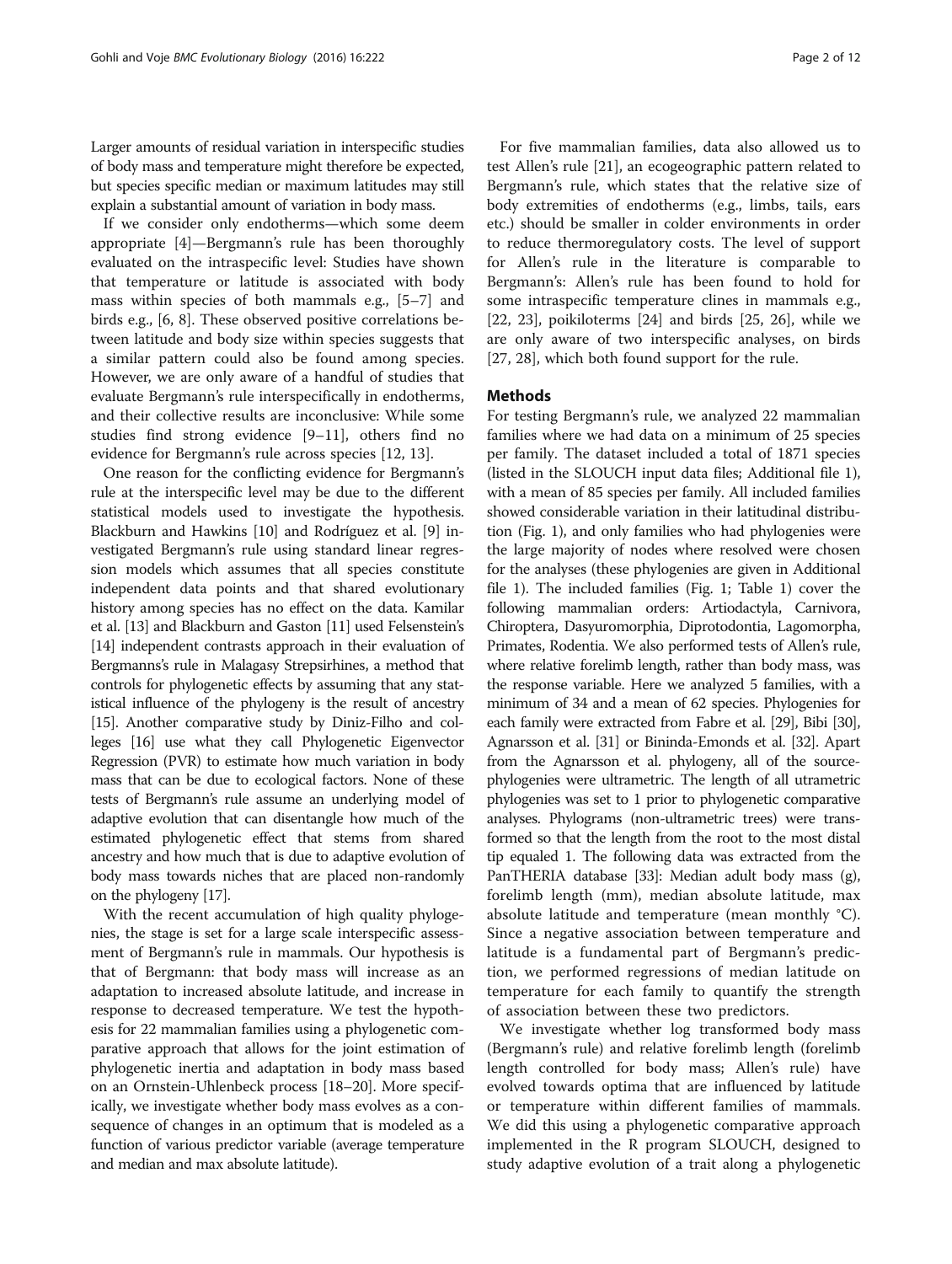Larger amounts of residual variation in interspecific studies of body mass and temperature might therefore be expected, but species specific median or maximum latitudes may still explain a substantial amount of variation in body mass.

If we consider only endotherms—which some deem appropriate [4]—Bergmann's rule has been thoroughly evaluated on the intraspecific level: Studies have shown that temperature or latitude is associated with body mass within species of both mammals e.g., [5–7] and birds e.g., [6, 8]. These observed positive correlations between latitude and body size within species suggests that a similar pattern could also be found among species. However, we are only aware of a handful of studies that evaluate Bergmann's rule interspecifically in endotherms, and their collective results are inconclusive: While some studies find strong evidence [9–11], others find no evidence for Bergmann's rule across species [12, 13].

One reason for the conflicting evidence for Bergmann's rule at the interspecific level may be due to the different statistical models used to investigate the hypothesis. Blackburn and Hawkins [10] and Rodríguez et al. [9] investigated Bergmann's rule using standard linear regression models which assumes that all species constitute independent data points and that shared evolutionary history among species has no effect on the data. Kamilar et al. [13] and Blackburn and Gaston [11] used Felsenstein's [14] independent contrasts approach in their evaluation of Bergmanns's rule in Malagasy Strepsirhines, a method that controls for phylogenetic effects by assuming that any statistical influence of the phylogeny is the result of ancestry [15]. Another comparative study by Diniz-Filho and colleges [16] use what they call Phylogenetic Eigenvector Regression (PVR) to estimate how much variation in body mass that can be due to ecological factors. None of these tests of Bergmann's rule assume an underlying model of adaptive evolution that can disentangle how much of the estimated phylogenetic effect that stems from shared ancestry and how much that is due to adaptive evolution of body mass towards niches that are placed non-randomly on the phylogeny [17].

With the recent accumulation of high quality phylogenies, the stage is set for a large scale interspecific assessment of Bergmann's rule in mammals. Our hypothesis is that of Bergmann: that body mass will increase as an adaptation to increased absolute latitude, and increase in response to decreased temperature. We test the hypothesis for 22 mammalian families using a phylogenetic comparative approach that allows for the joint estimation of phylogenetic inertia and adaptation in body mass based on an Ornstein-Uhlenbeck process [18–20]. More specifically, we investigate whether body mass evolves as a consequence of changes in an optimum that is modeled as a function of various predictor variable (average temperature and median and max absolute latitude).

For five mammalian families, data also allowed us to test Allen's rule [21], an ecogeographic pattern related to Bergmann's rule, which states that the relative size of body extremities of endotherms (e.g., limbs, tails, ears etc.) should be smaller in colder environments in order to reduce thermoregulatory costs. The level of support for Allen's rule in the literature is comparable to Bergmann's: Allen's rule has been found to hold for some intraspecific temperature clines in mammals e.g., [22, 23], poikiloterms [24] and birds [25, 26], while we are only aware of two interspecific analyses, on birds [27, 28], which both found support for the rule.

## Methods

For testing Bergmann's rule, we analyzed 22 mammalian families where we had data on a minimum of 25 species per family. The dataset included a total of 1871 species (listed in the SLOUCH input data files; Additional file 1), with a mean of 85 species per family. All included families showed considerable variation in their latitudinal distribution (Fig. 1), and only families who had phylogenies were the large majority of nodes where resolved were chosen for the analyses (these phylogenies are given in Additional file 1). The included families (Fig. 1; Table 1) cover the following mammalian orders: Artiodactyla, Carnivora, Chiroptera, Dasyuromorphia, Diprotodontia, Lagomorpha, Primates, Rodentia. We also performed tests of Allen's rule, where relative forelimb length, rather than body mass, was the response variable. Here we analyzed 5 families, with a minimum of 34 and a mean of 62 species. Phylogenies for each family were extracted from Fabre et al. [29], Bibi [30], Agnarsson et al. [31] or Bininda-Emonds et al. [32]. Apart from the Agnarsson et al. phylogeny, all of the source-phylogenies were ultrametric. The length of all utrametric phylogenies was set to 1 prior to phylogenetic comparative analyses. Phylograms (non-ultrametric trees) were transformed so that the length from the root to the most distal tip equaled 1. The following data was extracted from the PanTHERIA database [33]: Median adult body mass (g), forelimb length (mm), median absolute latitude, max absolute latitude and temperature (mean monthly °C). Since a negative association between temperature and latitude is a fundamental part of Bergmann's prediction, we performed regressions of median latitude on temperature for each family to quantify the strength of association between these two predictors.

We investigate whether log transformed body mass (Bergmann's rule) and relative forelimb length (forelimb length controlled for body mass; Allen's rule) have evolved towards optima that are influenced by latitude or temperature within different families of mammals. We did this using a phylogenetic comparative approach implemented in the R program SLOUCH, designed to study adaptive evolution of a trait along a phylogenetic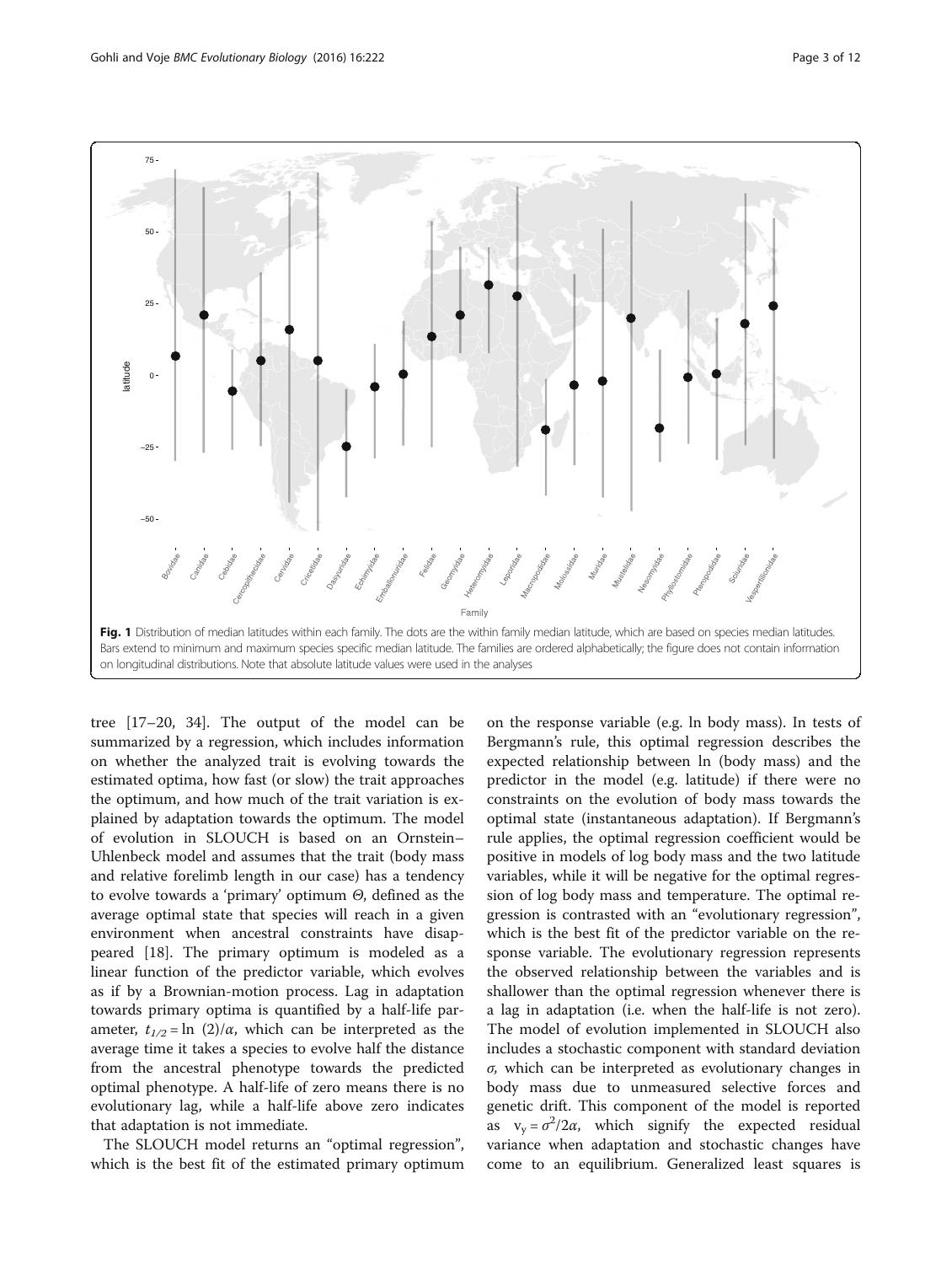**Fig. 1** Distribution of median latitudes within each family. The dots are the within family median latitude, which are based on species median latitudes. Bars extend to minimum and maximum species specific median latitude. The families are ordered alphabetically; the figure does not contain information on longitudinal distributions. Note that absolute latitude values were used in the analyses

tree [17–20, 34]. The output of the model can be summarized by a regression, which includes information on whether the analyzed trait is evolving towards the estimated optima, how fast (or slow) the trait approaches the optimum, and how much of the trait variation is explained by adaptation towards the optimum. The model of evolution in SLOUCH is based on an Ornstein–Uhlenbeck model and assumes that the trait (body mass and relative forelimb length in our case) has a tendency to evolve towards a 'primary' optimum $\Theta$, defined as the average optimal state that species will reach in a given environment when ancestral constraints have disappeared [18]. The primary optimum is modeled as a linear function of the predictor variable, which evolves as if by a Brownian-motion process. Lag in adaptation towards primary optima is quantified by a half-life parameter, $t_{1/2} = \ln(2)/\alpha$, which can be interpreted as the average time it takes a species to evolve half the distance from the ancestral phenotype towards the predicted optimal phenotype. A half-life of zero means there is no evolutionary lag, while a half-life above zero indicates that adaptation is not immediate.

The SLOUCH model returns an "optimal regression", which is the best fit of the estimated primary optimum on the response variable (e.g. ln body mass). In tests of Bergmann's rule, this optimal regression describes the expected relationship between ln (body mass) and the predictor in the model (e.g. latitude) if there were no constraints on the evolution of body mass towards the optimal state (instantaneous adaptation). If Bergmann's rule applies, the optimal regression coefficient would be positive in models of log body mass and the two latitude variables, while it will be negative for the optimal regression of log body mass and temperature. The optimal regression is contrasted with an "evolutionary regression", which is the best fit of the predictor variable on the response variable. The evolutionary regression represents the observed relationship between the variables and is shallower than the optimal regression whenever there is a lag in adaptation (i.e. when the half-life is not zero). The model of evolution implemented in SLOUCH also includes a stochastic component with standard deviation $\sigma$, which can be interpreted as evolutionary changes in body mass due to unmeasured selective forces and genetic drift. This component of the model is reported as $v_y = \sigma^2/2\alpha$, which signify the expected residual variance when adaptation and stochastic changes have come to an equilibrium. Generalized least squares is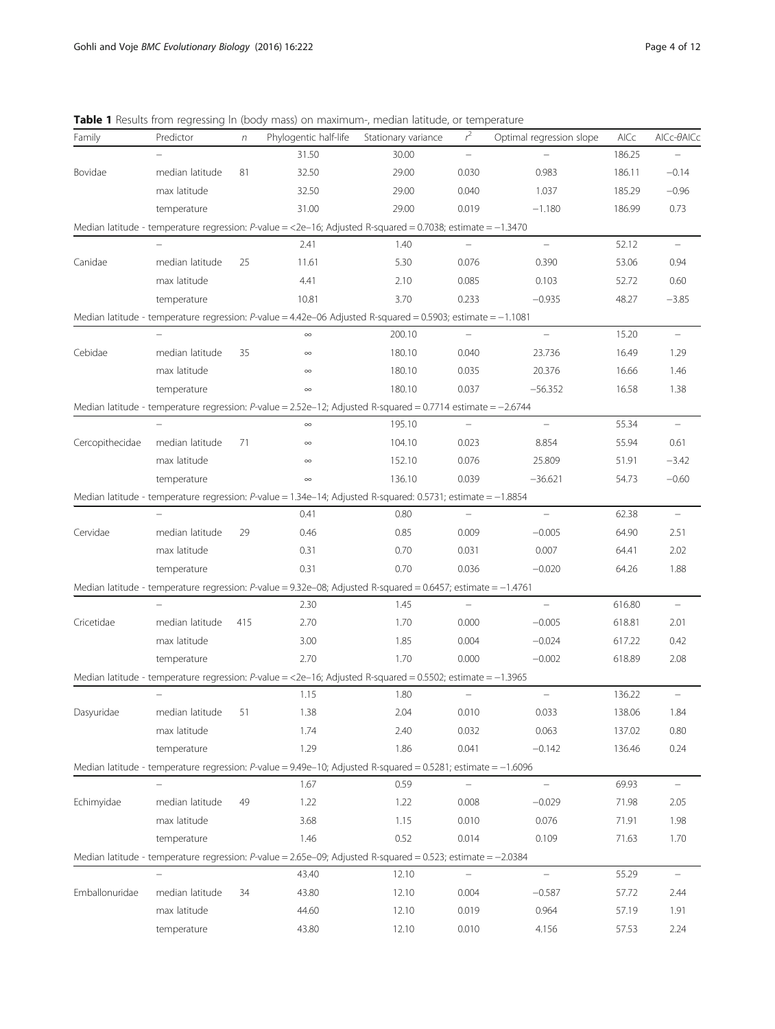**Table 1** Results from regressing ln (body mass) on maximum-, median latitude, or temperature

| Family | Predictor | *n* | Phylogentic half-life | Stationary variance | $r^2$ | Optimal regression slope | AICc | AICc-θAICc |
|---|---|---|---|---|---|---|---|---|
| | – | | 31.50 | 30.00 | – | – | 186.25 | – |
| Bovidae | median latitude | 81 | 32.50 | 29.00 | 0.030 | 0.983 | 186.11 | −0.14 |
| | max latitude | | 32.50 | 29.00 | 0.040 | 1.037 | 185.29 | −0.96 |
| | temperature | | 31.00 | 29.00 | 0.019 | −1.180 | 186.99 | 0.73 |
| Median latitude - temperature regression: *P*-value = <2e–16; Adjusted R-squared = 0.7038; estimate = −1.3470 | | | | | | | | |
| | – | | 2.41 | 1.40 | – | – | 52.12 | – |
| Canidae | median latitude | 25 | 11.61 | 5.30 | 0.076 | 0.390 | 53.06 | 0.94 |
| | max latitude | | 4.41 | 2.10 | 0.085 | 0.103 | 52.72 | 0.60 |
| | temperature | | 10.81 | 3.70 | 0.233 | −0.935 | 48.27 | −3.85 |
| Median latitude - temperature regression: *P*-value = 4.42e–06 Adjusted R-squared = 0.5903; estimate = −1.1081 | | | | | | | | |
| | – | | ∞ | 200.10 | – | – | 15.20 | – |
| Cebidae | median latitude | 35 | ∞ | 180.10 | 0.040 | 23.736 | 16.49 | 1.29 |
| | max latitude | | ∞ | 180.10 | 0.035 | 20.376 | 16.66 | 1.46 |
| | temperature | | ∞ | 180.10 | 0.037 | −56.352 | 16.58 | 1.38 |
| Median latitude - temperature regression: *P*-value = 2.52e–12; Adjusted R-squared = 0.7714 estimate = −2.6744 | | | | | | | | |
| | – | | ∞ | 195.10 | – | – | 55.34 | – |
| Cercopithecidae | median latitude | 71 | ∞ | 104.10 | 0.023 | 8.854 | 55.94 | 0.61 |
| | max latitude | | ∞ | 152.10 | 0.076 | 25.809 | 51.91 | −3.42 |
| | temperature | | ∞ | 136.10 | 0.039 | −36.621 | 54.73 | −0.60 |
| Median latitude - temperature regression: *P*-value = 1.34e–14; Adjusted R-squared: 0.5731; estimate = −1.8854 | | | | | | | | |
| | – | | 0.41 | 0.80 | – | – | 62.38 | – |
| Cervidae | median latitude | 29 | 0.46 | 0.85 | 0.009 | −0.005 | 64.90 | 2.51 |
| | max latitude | | 0.31 | 0.70 | 0.031 | 0.007 | 64.41 | 2.02 |
| | temperature | | 0.31 | 0.70 | 0.036 | −0.020 | 64.26 | 1.88 |
| Median latitude - temperature regression: *P*-value = 9.32e–08; Adjusted R-squared = 0.6457; estimate = −1.4761 | | | | | | | | |
| | – | | 2.30 | 1.45 | – | – | 616.80 | – |
| Cricetidae | median latitude | 415 | 2.70 | 1.70 | 0.000 | −0.005 | 618.81 | 2.01 |
| | max latitude | | 3.00 | 1.85 | 0.004 | −0.024 | 617.22 | 0.42 |
| | temperature | | 2.70 | 1.70 | 0.000 | −0.002 | 618.89 | 2.08 |
| Median latitude - temperature regression: *P*-value = <2e–16; Adjusted R-squared = 0.5502; estimate = −1.3965 | | | | | | | | |
| | – | | 1.15 | 1.80 | – | – | 136.22 | – |
| Dasyuridae | median latitude | 51 | 1.38 | 2.04 | 0.010 | 0.033 | 138.06 | 1.84 |
| | max latitude | | 1.74 | 2.40 | 0.032 | 0.063 | 137.02 | 0.80 |
| | temperature | | 1.29 | 1.86 | 0.041 | −0.142 | 136.46 | 0.24 |
| Median latitude - temperature regression: *P*-value = 9.49e–10; Adjusted R-squared = 0.5281; estimate = −1.6096 | | | | | | | | |
| | – | | 1.67 | 0.59 | – | – | 69.93 | – |
| Echimyidae | median latitude | 49 | 1.22 | 1.22 | 0.008 | −0.029 | 71.98 | 2.05 |
| | max latitude | | 3.68 | 1.15 | 0.010 | 0.076 | 71.91 | 1.98 |
| | temperature | | 1.46 | 0.52 | 0.014 | 0.109 | 71.63 | 1.70 |
| Median latitude - temperature regression: *P*-value = 2.65e–09; Adjusted R-squared = 0.523; estimate = −2.0384 | | | | | | | | |
| | – | | 43.40 | 12.10 | – | – | 55.29 | – |
| Emballonuridae | median latitude | 34 | 43.80 | 12.10 | 0.004 | −0.587 | 57.72 | 2.44 |
| | max latitude | | 44.60 | 12.10 | 0.019 | 0.964 | 57.19 | 1.91 |
| | temperature | | 43.80 | 12.10 | 0.010 | 4.156 | 57.53 | 2.24 |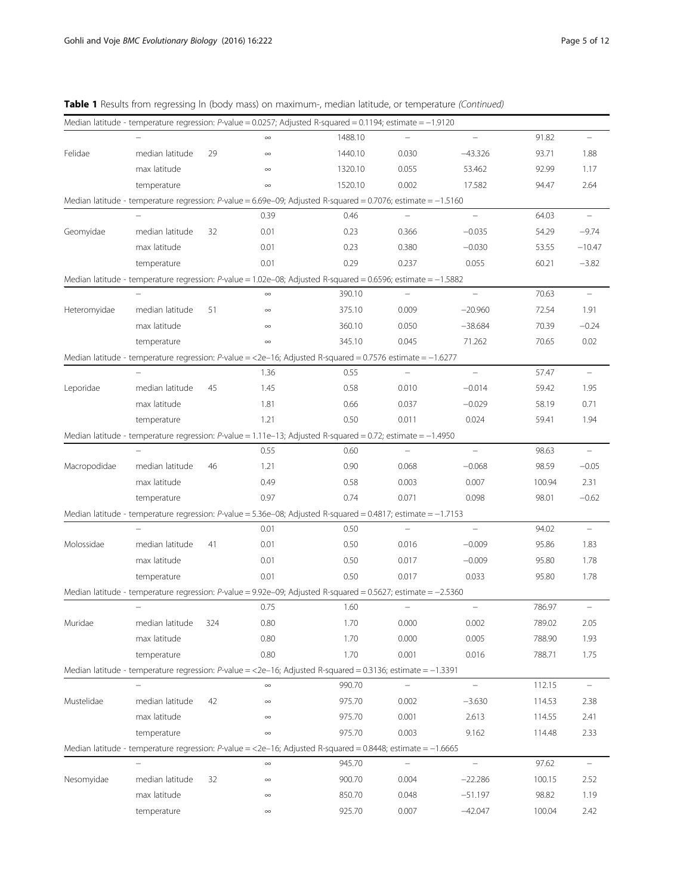**Table 1** Results from regressing ln (body mass) on maximum-, median latitude, or temperature *(Continued)*

| | | | | | | | | |
|---|---|---|---|---|---|---|---|---|
| Median latitude - temperature regression: *P*-value = 0.0257; Adjusted R-squared = 0.1194; estimate = −1.9120 | | | | | | | | |
| | – | | ∞ | 1488.10 | – | – | 91.82 | – |
| Felidae | median latitude | 29 | ∞ | 1440.10 | 0.030 | −43.326 | 93.71 | 1.88 |
| | max latitude | | ∞ | 1320.10 | 0.055 | 53.462 | 92.99 | 1.17 |
| | temperature | | ∞ | 1520.10 | 0.002 | 17.582 | 94.47 | 2.64 |
| Median latitude - temperature regression: *P*-value = 6.69e–09; Adjusted R-squared = 0.7076; estimate = −1.5160 | | | | | | | | |
| | – | | 0.39 | 0.46 | – | – | 64.03 | – |
| Geomyidae | median latitude | 32 | 0.01 | 0.23 | 0.366 | −0.035 | 54.29 | −9.74 |
| | max latitude | | 0.01 | 0.23 | 0.380 | −0.030 | 53.55 | −10.47 |
| | temperature | | 0.01 | 0.29 | 0.237 | 0.055 | 60.21 | −3.82 |
| Median latitude - temperature regression: *P*-value = 1.02e–08; Adjusted R-squared = 0.6596; estimate = −1.5882 | | | | | | | | |
| | – | | ∞ | 390.10 | – | – | 70.63 | – |
| Heteromyidae | median latitude | 51 | ∞ | 375.10 | 0.009 | −20.960 | 72.54 | 1.91 |
| | max latitude | | ∞ | 360.10 | 0.050 | −38.684 | 70.39 | −0.24 |
| | temperature | | ∞ | 345.10 | 0.045 | 71.262 | 70.65 | 0.02 |
| Median latitude - temperature regression: *P*-value = <2e–16; Adjusted R-squared = 0.7576 estimate = −1.6277 | | | | | | | | |
| | – | | 1.36 | 0.55 | – | – | 57.47 | – |
| Leporidae | median latitude | 45 | 1.45 | 0.58 | 0.010 | −0.014 | 59.42 | 1.95 |
| | max latitude | | 1.81 | 0.66 | 0.037 | −0.029 | 58.19 | 0.71 |
| | temperature | | 1.21 | 0.50 | 0.011 | 0.024 | 59.41 | 1.94 |
| Median latitude - temperature regression: *P*-value = 1.11e–13; Adjusted R-squared = 0.72; estimate = −1.4950 | | | | | | | | |
| | – | | 0.55 | 0.60 | – | – | 98.63 | – |
| Macropodidae | median latitude | 46 | 1.21 | 0.90 | 0.068 | −0.068 | 98.59 | −0.05 |
| | max latitude | | 0.49 | 0.58 | 0.003 | 0.007 | 100.94 | 2.31 |
| | temperature | | 0.97 | 0.74 | 0.071 | 0.098 | 98.01 | −0.62 |
| Median latitude - temperature regression: *P*-value = 5.36e–08; Adjusted R-squared = 0.4817; estimate = −1.7153 | | | | | | | | |
| | – | | 0.01 | 0.50 | – | – | 94.02 | – |
| Molossidae | median latitude | 41 | 0.01 | 0.50 | 0.016 | −0.009 | 95.86 | 1.83 |
| | max latitude | | 0.01 | 0.50 | 0.017 | −0.009 | 95.80 | 1.78 |
| | temperature | | 0.01 | 0.50 | 0.017 | 0.033 | 95.80 | 1.78 |
| Median latitude - temperature regression: *P*-value = 9.92e–09; Adjusted R-squared = 0.5627; estimate = −2.5360 | | | | | | | | |
| | – | | 0.75 | 1.60 | – | – | 786.97 | – |
| Muridae | median latitude | 324 | 0.80 | 1.70 | 0.000 | 0.002 | 789.02 | 2.05 |
| | max latitude | | 0.80 | 1.70 | 0.000 | 0.005 | 788.90 | 1.93 |
| | temperature | | 0.80 | 1.70 | 0.001 | 0.016 | 788.71 | 1.75 |
| Median latitude - temperature regression: *P*-value = <2e–16; Adjusted R-squared = 0.3136; estimate = −1.3391 | | | | | | | | |
| | – | | ∞ | 990.70 | – | – | 112.15 | – |
| Mustelidae | median latitude | 42 | ∞ | 975.70 | 0.002 | −3.630 | 114.53 | 2.38 |
| | max latitude | | ∞ | 975.70 | 0.001 | 2.613 | 114.55 | 2.41 |
| | temperature | | ∞ | 975.70 | 0.003 | 9.162 | 114.48 | 2.33 |
| Median latitude - temperature regression: *P*-value = <2e–16; Adjusted R-squared = 0.8448; estimate = −1.6665 | | | | | | | | |
| | – | | ∞ | 945.70 | – | – | 97.62 | – |
| Nesomyidae | median latitude | 32 | ∞ | 900.70 | 0.004 | −22.286 | 100.15 | 2.52 |
| | max latitude | | ∞ | 850.70 | 0.048 | −51.197 | 98.82 | 1.19 |
| | temperature | | ∞ | 925.70 | 0.007 | −42.047 | 100.04 | 2.42 |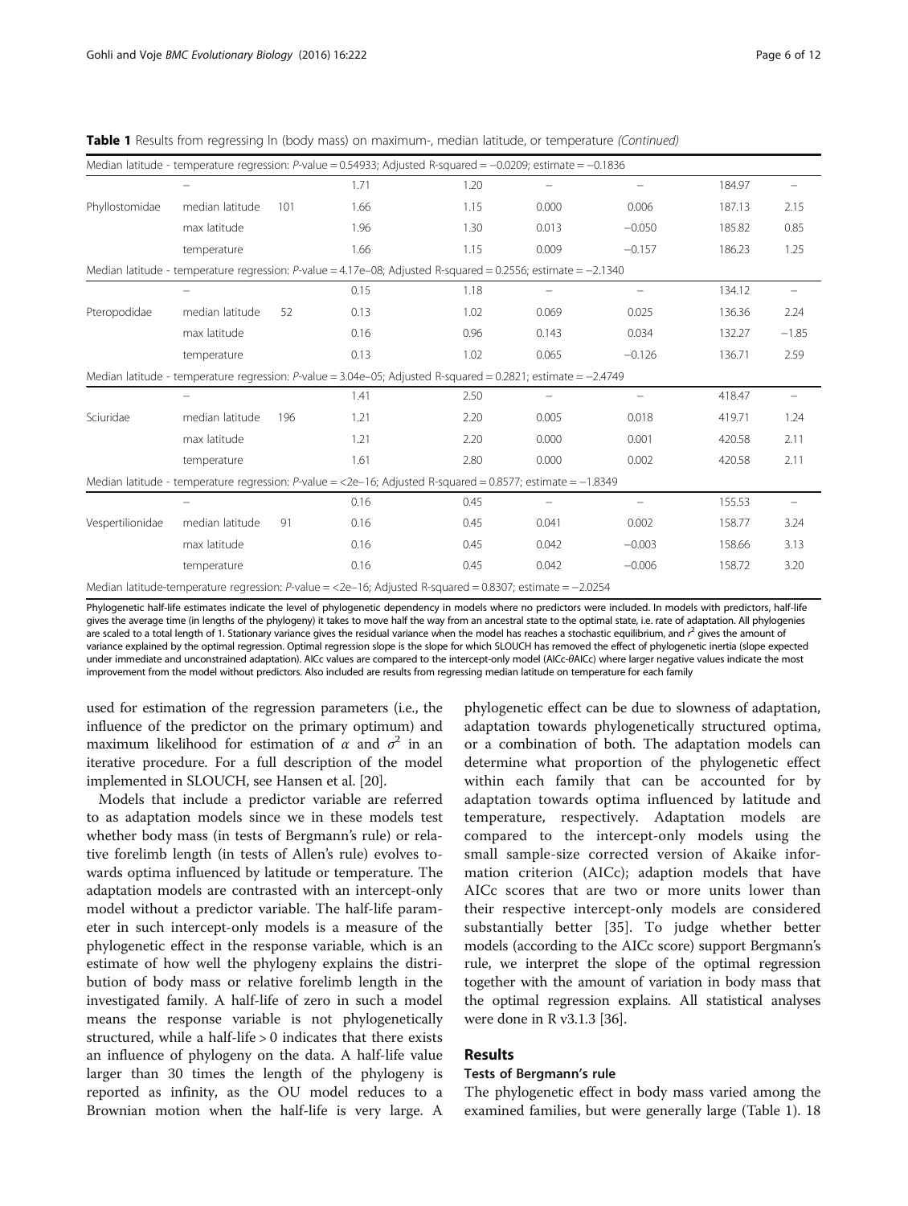**Table 1** Results from regressing ln (body mass) on maximum-, median latitude, or temperature *(Continued)*

| | | | | | | | | |
|---|---|---|---|---|---|---|---|---|
| Median latitude - temperature regression: *P*-value = 0.54933; Adjusted R-squared = −0.0209; estimate = −0.1836 | | | | | | | | |
| | – | | 1.71 | 1.20 | – | – | 184.97 | – |
| Phyllostomidae | median latitude | 101 | 1.66 | 1.15 | 0.000 | 0.006 | 187.13 | 2.15 |
| | max latitude | | 1.96 | 1.30 | 0.013 | −0.050 | 185.82 | 0.85 |
| | temperature | | 1.66 | 1.15 | 0.009 | −0.157 | 186.23 | 1.25 |
| Median latitude - temperature regression: *P*-value = 4.17e–08; Adjusted R-squared = 0.2556; estimate = −2.1340 | | | | | | | | |
| | – | | 0.15 | 1.18 | – | – | 134.12 | – |
| Pteropodidae | median latitude | 52 | 0.13 | 1.02 | 0.069 | 0.025 | 136.36 | 2.24 |
| | max latitude | | 0.16 | 0.96 | 0.143 | 0.034 | 132.27 | −1.85 |
| | temperature | | 0.13 | 1.02 | 0.065 | −0.126 | 136.71 | 2.59 |
| Median latitude - temperature regression: *P*-value = 3.04e–05; Adjusted R-squared = 0.2821; estimate = −2.4749 | | | | | | | | |
| | – | | 1.41 | 2.50 | – | – | 418.47 | – |
| Sciuridae | median latitude | 196 | 1.21 | 2.20 | 0.005 | 0.018 | 419.71 | 1.24 |
| | max latitude | | 1.21 | 2.20 | 0.000 | 0.001 | 420.58 | 2.11 |
| | temperature | | 1.61 | 2.80 | 0.000 | 0.002 | 420.58 | 2.11 |
| Median latitude - temperature regression: *P*-value = <2e–16; Adjusted R-squared = 0.8577; estimate = −1.8349 | | | | | | | | |
| | – | | 0.16 | 0.45 | – | – | 155.53 | – |
| Vespertilionidae | median latitude | 91 | 0.16 | 0.45 | 0.041 | 0.002 | 158.77 | 3.24 |
| | max latitude | | 0.16 | 0.45 | 0.042 | −0.003 | 158.66 | 3.13 |
| | temperature | | 0.16 | 0.45 | 0.042 | −0.006 | 158.72 | 3.20 |
| Median latitude-temperature regression: *P*-value = <2e–16; Adjusted R-squared = 0.8307; estimate = −2.0254 | | | | | | | | |

Phylogenetic half-life estimates indicate the level of phylogenetic dependency in models where no predictors were included. In models with predictors, half-life gives the average time (in lengths of the phylogeny) it takes to move half the way from an ancestral state to the optimal state, i.e. rate of adaptation. All phylogenies are scaled to a total length of 1. Stationary variance gives the residual variance when the model has reaches a stochastic equilibrium, and $r^2$ gives the amount of variance explained by the optimal regression. Optimal regression slope is the slope for which SLOUCH has removed the effect of phylogenetic inertia (slope expected under immediate and unconstrained adaptation). AICc values are compared to the intercept-only model (AICc-θAICc) where larger negative values indicate the most improvement from the model without predictors. Also included are results from regressing median latitude on temperature for each family

used for estimation of the regression parameters (i.e., the influence of the predictor on the primary optimum) and maximum likelihood for estimation of $\alpha$ and $\sigma^2$ in an iterative procedure. For a full description of the model implemented in SLOUCH, see Hansen et al. [20].

Models that include a predictor variable are referred to as adaptation models since we in these models test whether body mass (in tests of Bergmann's rule) or relative forelimb length (in tests of Allen's rule) evolves towards optima influenced by latitude or temperature. The adaptation models are contrasted with an intercept-only model without a predictor variable. The half-life parameter in such intercept-only models is a measure of the phylogenetic effect in the response variable, which is an estimate of how well the phylogeny explains the distribution of body mass or relative forelimb length in the investigated family. A half-life of zero in such a model means the response variable is not phylogenetically structured, while a half-life > 0 indicates that there exists an influence of phylogeny on the data. A half-life value larger than 30 times the length of the phylogeny is reported as infinity, as the OU model reduces to a Brownian motion when the half-life is very large. A phylogenetic effect can be due to slowness of adaptation, adaptation towards phylogenetically structured optima, or a combination of both. The adaptation models can determine what proportion of the phylogenetic effect within each family that can be accounted for by adaptation towards optima influenced by latitude and temperature, respectively. Adaptation models are compared to the intercept-only models using the small sample-size corrected version of Akaike information criterion (AICc); adaption models that have AICc scores that are two or more units lower than their respective intercept-only models are considered substantially better [35]. To judge whether better models (according to the AICc score) support Bergmann's rule, we interpret the slope of the optimal regression together with the amount of variation in body mass that the optimal regression explains. All statistical analyses were done in R v3.1.3 [36].

## Results

### Tests of Bergmann's rule

The phylogenetic effect in body mass varied among the examined families, but were generally large (Table 1). 18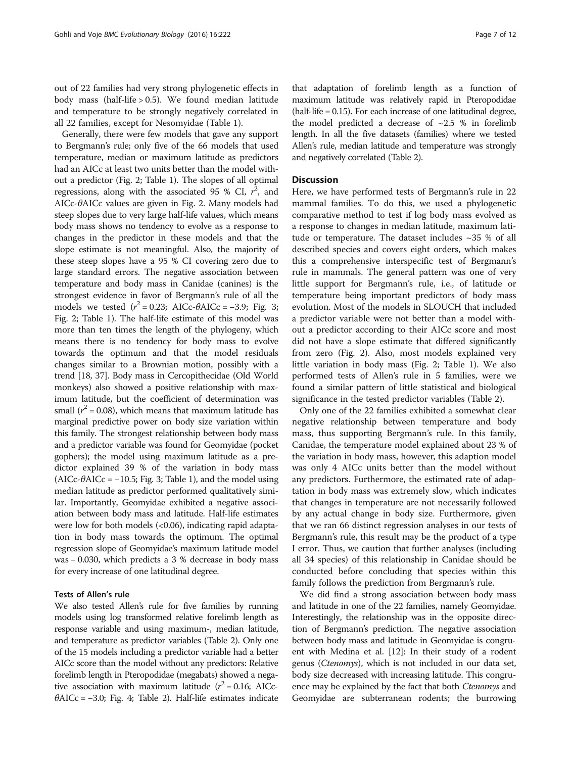out of 22 families had very strong phylogenetic effects in body mass (half-life > 0.5). We found median latitude and temperature to be strongly negatively correlated in all 22 families, except for Nesomyidae (Table 1).

Generally, there were few models that gave any support to Bergmann's rule; only five of the 66 models that used temperature, median or maximum latitude as predictors had an AICc at least two units better than the model without a predictor (Fig. 2; Table 1). The slopes of all optimal regressions, along with the associated 95 % CI, $r^2$, and AICc-$\theta$AICc values are given in Fig. 2. Many models had steep slopes due to very large half-life values, which means body mass shows no tendency to evolve as a response to changes in the predictor in these models and that the slope estimate is not meaningful. Also, the majority of these steep slopes have a 95 % CI covering zero due to large standard errors. The negative association between temperature and body mass in Canidae (canines) is the strongest evidence in favor of Bergmann's rule of all the models we tested ($r^2 = 0.23$; AICc-$\theta$AICc = −3.9; Fig. 3; Fig. 2; Table 1). The half-life estimate of this model was more than ten times the length of the phylogeny, which means there is no tendency for body mass to evolve towards the optimum and that the model residuals changes similar to a Brownian motion, possibly with a trend [18, 37]. Body mass in Cercopithecidae (Old World monkeys) also showed a positive relationship with maximum latitude, but the coefficient of determination was small ($r^2 = 0.08$), which means that maximum latitude has marginal predictive power on body size variation within this family. The strongest relationship between body mass and a predictor variable was found for Geomyidae (pocket gophers); the model using maximum latitude as a predictor explained 39 % of the variation in body mass (AICc-$\theta$AICc = −10.5; Fig. 3; Table 1), and the model using median latitude as predictor performed qualitatively similar. Importantly, Geomyidae exhibited a negative association between body mass and latitude. Half-life estimates were low for both models (<0.06), indicating rapid adaptation in body mass towards the optimum. The optimal regression slope of Geomyidae's maximum latitude model was – 0.030, which predicts a 3 % decrease in body mass for every increase of one latitudinal degree.

### Tests of Allen's rule

We also tested Allen's rule for five families by running models using log transformed relative forelimb length as response variable and using maximum-, median latitude, and temperature as predictor variables (Table 2). Only one of the 15 models including a predictor variable had a better AICc score than the model without any predictors: Relative forelimb length in Pteropodidae (megabats) showed a negative association with maximum latitude ($r^2 = 0.16$; AICc-$\theta$AICc = −3.0; Fig. 4; Table 2). Half-life estimates indicate that adaptation of forelimb length as a function of maximum latitude was relatively rapid in Pteropodidae (half-life = 0.15). For each increase of one latitudinal degree, the model predicted a decrease of ~2.5 % in forelimb length. In all the five datasets (families) where we tested Allen's rule, median latitude and temperature was strongly and negatively correlated (Table 2).

## Discussion

Here, we have performed tests of Bergmann's rule in 22 mammal families. To do this, we used a phylogenetic comparative method to test if log body mass evolved as a response to changes in median latitude, maximum latitude or temperature. The dataset includes ~35 % of all described species and covers eight orders, which makes this a comprehensive interspecific test of Bergmann's rule in mammals. The general pattern was one of very little support for Bergmann's rule, i.e., of latitude or temperature being important predictors of body mass evolution. Most of the models in SLOUCH that included a predictor variable were not better than a model without a predictor according to their AICc score and most did not have a slope estimate that differed significantly from zero (Fig. 2). Also, most models explained very little variation in body mass (Fig. 2; Table 1). We also performed tests of Allen's rule in 5 families, were we found a similar pattern of little statistical and biological significance in the tested predictor variables (Table 2).

Only one of the 22 families exhibited a somewhat clear negative relationship between temperature and body mass, thus supporting Bergmann's rule. In this family, Canidae, the temperature model explained about 23 % of the variation in body mass, however, this adaption model was only 4 AICc units better than the model without any predictors. Furthermore, the estimated rate of adaptation in body mass was extremely slow, which indicates that changes in temperature are not necessarily followed by any actual change in body size. Furthermore, given that we ran 66 distinct regression analyses in our tests of Bergmann's rule, this result may be the product of a type I error. Thus, we caution that further analyses (including all 34 species) of this relationship in Canidae should be conducted before concluding that species within this family follows the prediction from Bergmann's rule.

We did find a strong association between body mass and latitude in one of the 22 families, namely Geomyidae. Interestingly, the relationship was in the opposite direction of Bergmann's prediction. The negative association between body mass and latitude in Geomyidae is congruent with Medina et al. [12]: In their study of a rodent genus (*Ctenomys*), which is not included in our data set, body size decreased with increasing latitude. This congruence may be explained by the fact that both *Ctenomys* and Geomyidae are subterranean rodents; the burrowing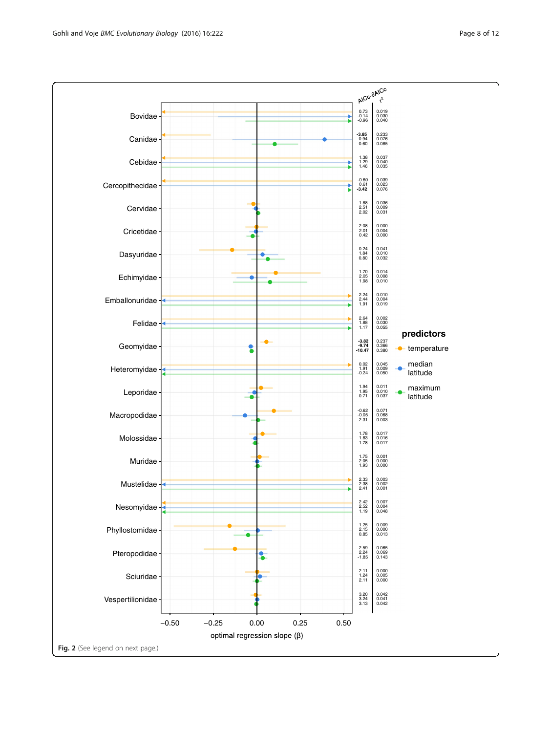Fig. 2 (See legend on next page.)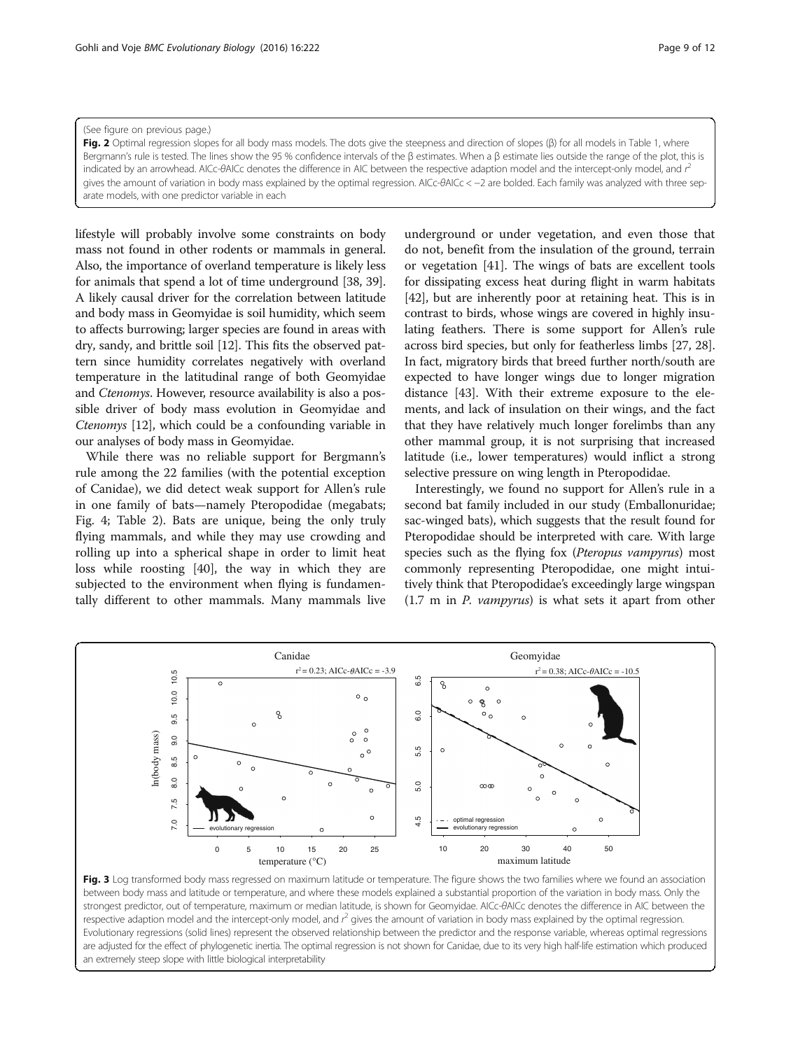(See figure on previous page.)

**Fig. 2** Optimal regression slopes for all body mass models. The dots give the steepness and direction of slopes (β) for all models in Table 1, where Bergmann's rule is tested. The lines show the 95 % confidence intervals of the β estimates. When a β estimate lies outside the range of the plot, this is indicated by an arrowhead. AICc-θAICc denotes the difference in AIC between the respective adaption model and the intercept-only model, and $r^2$ gives the amount of variation in body mass explained by the optimal regression. AICc-θAICc < −2 are bolded. Each family was analyzed with three separate models, with one predictor variable in each

lifestyle will probably involve some constraints on body mass not found in other rodents or mammals in general. Also, the importance of overland temperature is likely less for animals that spend a lot of time underground [38, 39]. A likely causal driver for the correlation between latitude and body mass in Geomyidae is soil humidity, which seem to affects burrowing; larger species are found in areas with dry, sandy, and brittle soil [12]. This fits the observed pattern since humidity correlates negatively with overland temperature in the latitudinal range of both Geomyidae and *Ctenomys*. However, resource availability is also a possible driver of body mass evolution in Geomyidae and *Ctenomys* [12], which could be a confounding variable in our analyses of body mass in Geomyidae.

While there was no reliable support for Bergmann's rule among the 22 families (with the potential exception of Canidae), we did detect weak support for Allen's rule in one family of bats—namely Pteropodidae (megabats; Fig. 4; Table 2). Bats are unique, being the only truly flying mammals, and while they may use crowding and rolling up into a spherical shape in order to limit heat loss while roosting [40], the way in which they are subjected to the environment when flying is fundamentally different to other mammals. Many mammals live underground or under vegetation, and even those that do not, benefit from the insulation of the ground, terrain or vegetation [41]. The wings of bats are excellent tools for dissipating excess heat during flight in warm habitats [42], but are inherently poor at retaining heat. This is in contrast to birds, whose wings are covered in highly insulating feathers. There is some support for Allen's rule across bird species, but only for featherless limbs [27, 28]. In fact, migratory birds that breed further north/south are expected to have longer wings due to longer migration distance [43]. With their extreme exposure to the elements, and lack of insulation on their wings, and the fact that they have relatively much longer forelimbs than any other mammal group, it is not surprising that increased latitude (i.e., lower temperatures) would inflict a strong selective pressure on wing length in Pteropodidae.

Interestingly, we found no support for Allen's rule in a second bat family included in our study (Emballonuridae; sac-winged bats), which suggests that the result found for Pteropodidae should be interpreted with care. With large species such as the flying fox (*Pteropus vampyrus*) most commonly representing Pteropodidae, one might intuitively think that Pteropodidae's exceedingly large wingspan (1.7 m in *P. vampyrus*) is what sets it apart from other

**Fig. 3** Log transformed body mass regressed on maximum latitude or temperature. The figure shows the two families where we found an association between body mass and latitude or temperature, and where these models explained a substantial proportion of the variation in body mass. Only the strongest predictor, out of temperature, maximum or median latitude, is shown for Geomyidae. AICc-θAICc denotes the difference in AIC between the respective adaption model and the intercept-only model, and $r^2$ gives the amount of variation in body mass explained by the optimal regression. Evolutionary regressions (solid lines) represent the observed relationship between the predictor and the response variable, whereas optimal regressions are adjusted for the effect of phylogenetic inertia. The optimal regression is not shown for Canidae, due to its very high half-life estimation which produced an extremely steep slope with little biological interpretability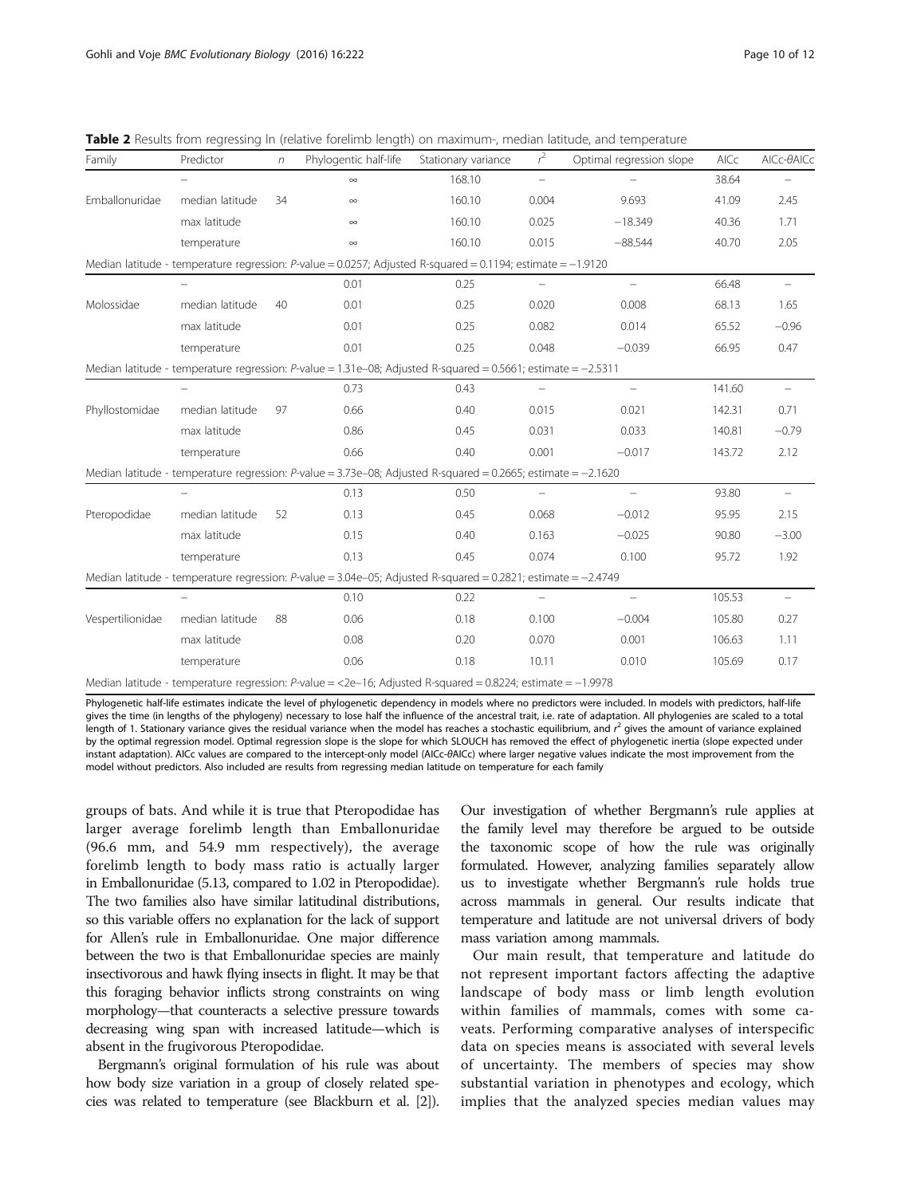**Table 2** Results from regressing ln (relative forelimb length) on maximum-, median latitude, and temperature

| Family | Predictor | $n$ | Phylogentic half-life | Stationary variance | $r^2$ | Optimal regression slope | AICc | AICc-θAICc |
|---|---|---|---|---|---|---|---|---|
| | – | | ∞ | 168.10 | – | – | 38.64 | – |
| Emballonuridae | median latitude | 34 | ∞ | 160.10 | 0.004 | 9.693 | 41.09 | 2.45 |
| | max latitude | | ∞ | 160.10 | 0.025 | −18.349 | 40.36 | 1.71 |
| | temperature | | ∞ | 160.10 | 0.015 | −88.544 | 40.70 | 2.05 |
| Median latitude - temperature regression: $P$-value = 0.0257; Adjusted R-squared = 0.1194; estimate = −1.9120 | | | | | | | | |
| | – | | 0.01 | 0.25 | – | – | 66.48 | – |
| Molossidae | median latitude | 40 | 0.01 | 0.25 | 0.020 | 0.008 | 68.13 | 1.65 |
| | max latitude | | 0.01 | 0.25 | 0.082 | 0.014 | 65.52 | −0.96 |
| | temperature | | 0.01 | 0.25 | 0.048 | −0.039 | 66.95 | 0.47 |
| Median latitude - temperature regression: $P$-value = 1.31e–08; Adjusted R-squared = 0.5661; estimate = −2.5311 | | | | | | | | |
| | – | | 0.73 | 0.43 | – | – | 141.60 | – |
| Phyllostomidae | median latitude | 97 | 0.66 | 0.40 | 0.015 | 0.021 | 142.31 | 0.71 |
| | max latitude | | 0.86 | 0.45 | 0.031 | 0.033 | 140.81 | −0.79 |
| | temperature | | 0.66 | 0.40 | 0.001 | −0.017 | 143.72 | 2.12 |
| Median latitude - temperature regression: $P$-value = 3.73e–08; Adjusted R-squared = 0.2665; estimate = −2.1620 | | | | | | | | |
| | – | | 0.13 | 0.50 | – | – | 93.80 | – |
| Pteropodidae | median latitude | 52 | 0.13 | 0.45 | 0.068 | −0.012 | 95.95 | 2.15 |
| | max latitude | | 0.15 | 0.40 | 0.163 | −0.025 | 90.80 | −3.00 |
| | temperature | | 0.13 | 0.45 | 0.074 | 0.100 | 95.72 | 1.92 |
| Median latitude - temperature regression: $P$-value = 3.04e–05; Adjusted R-squared = 0.2821; estimate = −2.4749 | | | | | | | | |
| | – | | 0.10 | 0.22 | – | – | 105.53 | – |
| Vespertilionidae | median latitude | 88 | 0.06 | 0.18 | 0.100 | −0.004 | 105.80 | 0.27 |
| | max latitude | | 0.08 | 0.20 | 0.070 | 0.001 | 106.63 | 1.11 |
| | temperature | | 0.06 | 0.18 | 10.11 | 0.010 | 105.69 | 0.17 |
| Median latitude - temperature regression: $P$-value = <2e–16; Adjusted R-squared = 0.8224; estimate = −1.9978 | | | | | | | | |

Phylogenetic half-life estimates indicate the level of phylogenetic dependency in models where no predictors were included. In models with predictors, half-life gives the time (in lengths of the phylogeny) necessary to lose half the influence of the ancestral trait, i.e. rate of adaptation. All phylogenies are scaled to a total length of 1. Stationary variance gives the residual variance when the model has reaches a stochastic equilibrium, and $r^2$ gives the amount of variance explained by the optimal regression model. Optimal regression slope is the slope for which SLOUCH has removed the effect of phylogenetic inertia (slope expected under instant adaptation). AICc values are compared to the intercept-only model (AICc-θAICc) where larger negative values indicate the most improvement from the model without predictors. Also included are results from regressing median latitude on temperature for each family

groups of bats. And while it is true that Pteropodidae has larger average forelimb length than Emballonuridae (96.6 mm, and 54.9 mm respectively), the average forelimb length to body mass ratio is actually larger in Emballonuridae (5.13, compared to 1.02 in Pteropodidae). The two families also have similar latitudinal distributions, so this variable offers no explanation for the lack of support for Allen's rule in Emballonuridae. One major difference between the two is that Emballonuridae species are mainly insectivorous and hawk flying insects in flight. It may be that this foraging behavior inflicts strong constraints on wing morphology—that counteracts a selective pressure towards decreasing wing span with increased latitude—which is absent in the frugivorous Pteropodidae.

Bergmann's original formulation of his rule was about how body size variation in a group of closely related species was related to temperature (see Blackburn et al. [2]). Our investigation of whether Bergmann's rule applies at the family level may therefore be argued to be outside the taxonomic scope of how the rule was originally formulated. However, analyzing families separately allow us to investigate whether Bergmann's rule holds true across mammals in general. Our results indicate that temperature and latitude are not universal drivers of body mass variation among mammals.

Our main result, that temperature and latitude do not represent important factors affecting the adaptive landscape of body mass or limb length evolution within families of mammals, comes with some caveats. Performing comparative analyses of interspecific data on species means is associated with several levels of uncertainty. The members of species may show substantial variation in phenotypes and ecology, which implies that the analyzed species median values may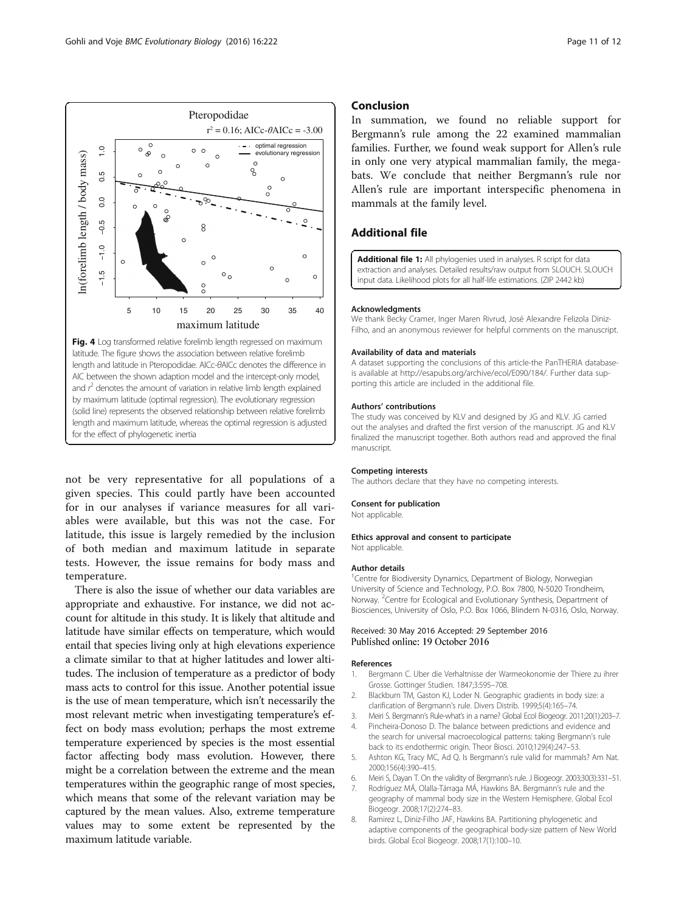Pteropodidae

$r^2 = 0.16$; AICc-$\theta$AICc = -3.00

optimal regression

evolutionary regression

ln(forelimb length / body mass)

1.0

0.5

0.0

−0.5

−1.0

−1.5

5 10 15 20 25 30 35 40

maximum latitude

**Fig. 4** Log transformed relative forelimb length regressed on maximum latitude. The figure shows the association between relative forelimb length and latitude in Pteropodidae. AICc-$\theta$AICc denotes the difference in AIC between the shown adaption model and the intercept-only model, and $r^2$ denotes the amount of variation in relative limb length explained by maximum latitude (optimal regression). The evolutionary regression (solid line) represents the observed relationship between relative forelimb length and maximum latitude, whereas the optimal regression is adjusted for the effect of phylogenetic inertia

not be very representative for all populations of a given species. This could partly have been accounted for in our analyses if variance measures for all variables were available, but this was not the case. For latitude, this issue is largely remedied by the inclusion of both median and maximum latitude in separate tests. However, the issue remains for body mass and temperature.

There is also the issue of whether our data variables are appropriate and exhaustive. For instance, we did not account for altitude in this study. It is likely that altitude and latitude have similar effects on temperature, which would entail that species living only at high elevations experience a climate similar to that at higher latitudes and lower altitudes. The inclusion of temperature as a predictor of body mass acts to control for this issue. Another potential issue is the use of mean temperature, which isn't necessarily the most relevant metric when investigating temperature's effect on body mass evolution; perhaps the most extreme temperature experienced by species is the most essential factor affecting body mass evolution. However, there might be a correlation between the extreme and the mean temperatures within the geographic range of most species, which means that some of the relevant variation may be captured by the mean values. Also, extreme temperature values may to some extent be represented by the maximum latitude variable.

## Conclusion

In summation, we found no reliable support for Bergmann's rule among the 22 examined mammalian families. Further, we found weak support for Allen's rule in only one very atypical mammalian family, the megabats. We conclude that neither Bergmann's rule nor Allen's rule are important interspecific phenomena in mammals at the family level.

## Additional file

**Additional file 1:** All phylogenies used in analyses. R script for data extraction and analyses. Detailed results/raw output from SLOUCH. SLOUCH input data. Likelihood plots for all half-life estimations. (ZIP 2442 kb)

#### Acknowledgments

We thank Becky Cramer, Inger Maren Rivrud, José Alexandre Felizola Diniz-Filho, and an anonymous reviewer for helpful comments on the manuscript.

#### Availability of data and materials

A dataset supporting the conclusions of this article-the PanTHERIA database-is available at http://esapubs.org/archive/ecol/E090/184/. Further data supporting this article are included in the additional file.

#### Authors' contributions

The study was conceived by KLV and designed by JG and KLV. JG carried out the analyses and drafted the first version of the manuscript. JG and KLV finalized the manuscript together. Both authors read and approved the final manuscript.

#### Competing interests

The authors declare that they have no competing interests.

#### Consent for publication

Not applicable.

#### Ethics approval and consent to participate

Not applicable.

#### Author details

[1]Centre for Biodiversity Dynamics, Department of Biology, Norwegian University of Science and Technology, P.O. Box 7800, N-5020 Trondheim, Norway. [2]Centre for Ecological and Evolutionary Synthesis, Department of Biosciences, University of Oslo, P.O. Box 1066, Blindern N-0316, Oslo, Norway.

Received: 30 May 2016 Accepted: 29 September 2016
Published online: 19 October 2016

#### References

1. Bergmann C. Uber die Verhaltnisse der Warmeokonomie der Thiere zu ihrer Grosse. Gottinger Studien. 1847;3:595–708.
2. Blackburn TM, Gaston KJ, Loder N. Geographic gradients in body size: a clarification of Bergmann's rule. Divers Distrib. 1999;5(4):165–74.
3. Meiri S. Bergmann's Rule-what's in a name? Global Ecol Biogeogr. 2011;20(1):203–7.
4. Pincheira-Donoso D. The balance between predictions and evidence and the search for universal macroecological patterns: taking Bergmann's rule back to its endothermic origin. Theor Biosci. 2010;129(4):247–53.
5. Ashton KG, Tracy MC, Ad Q. Is Bergmann's rule valid for mammals? Am Nat. 2000;156(4):390–415.
6. Meiri S, Dayan T. On the validity of Bergmann's rule. J Biogeogr. 2003;30(3):331–51.
7. Rodríguez MÁ, Olalla-Tárraga MÁ, Hawkins BA. Bergmann's rule and the geography of mammal body size in the Western Hemisphere. Global Ecol Biogeogr. 2008;17(2):274–83.
8. Ramirez L, Diniz-Filho JAF, Hawkins BA. Partitioning phylogenetic and adaptive components of the geographical body-size pattern of New World birds. Global Ecol Biogeogr. 2008;17(1):100–10.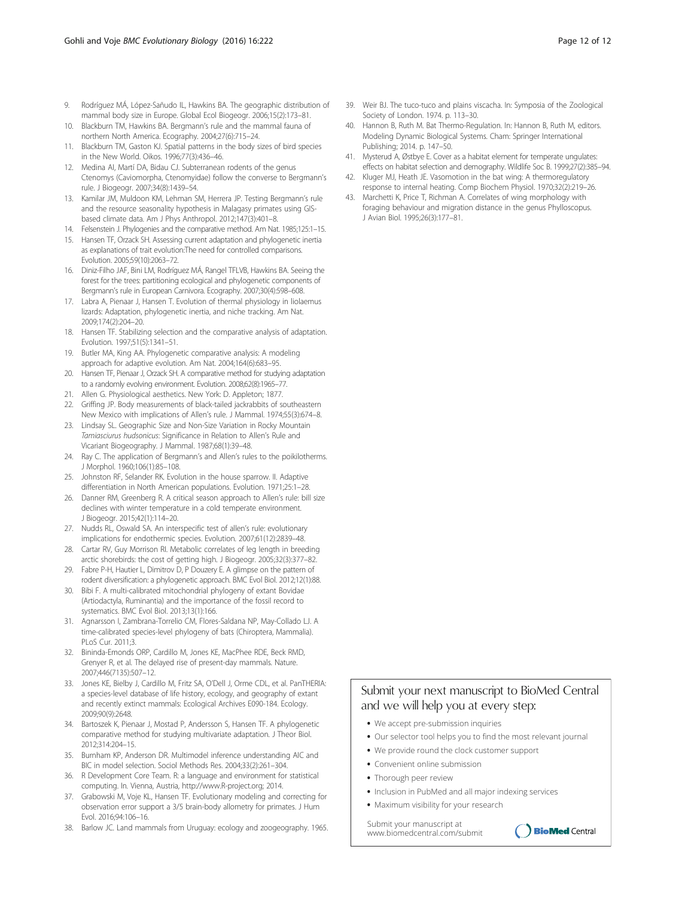9. Rodríguez MÁ, López-Sañudo IL, Hawkins BA. The geographic distribution of mammal body size in Europe. Global Ecol Biogeogr. 2006;15(2):173–81.
10. Blackburn TM, Hawkins BA. Bergmann's rule and the mammal fauna of northern North America. Ecography. 2004;27(6):715–24.
11. Blackburn TM, Gaston KJ. Spatial patterns in the body sizes of bird species in the New World. Oikos. 1996;77(3):436–46.
12. Medina AI, Martí DA, Bidau CJ. Subterranean rodents of the genus Ctenomys (Caviomorpha, Ctenomyidae) follow the converse to Bergmann's rule. J Biogeogr. 2007;34(8):1439–54.
13. Kamilar JM, Muldoon KM, Lehman SM, Herrera JP. Testing Bergmann's rule and the resource seasonality hypothesis in Malagasy primates using GIS-based climate data. Am J Phys Anthropol. 2012;147(3):401–8.
14. Felsenstein J. Phylogenies and the comparative method. Am Nat. 1985;125:1–15.
15. Hansen TF, Orzack SH. Assessing current adaptation and phylogenetic inertia as explanations of trait evolution:The need for controlled comparisons. Evolution. 2005;59(10):2063–72.
16. Diniz-Filho JAF, Bini LM, Rodríguez MÁ, Rangel TFLVB, Hawkins BA. Seeing the forest for the trees: partitioning ecological and phylogenetic components of Bergmann's rule in European Carnivora. Ecography. 2007;30(4):598–608.
17. Labra A, Pienaar J, Hansen T. Evolution of thermal physiology in liolaemus lizards: Adaptation, phylogenetic inertia, and niche tracking. Am Nat. 2009;174(2):204–20.
18. Hansen TF. Stabilizing selection and the comparative analysis of adaptation. Evolution. 1997;51(5):1341–51.
19. Butler MA, King AA. Phylogenetic comparative analysis: A modeling approach for adaptive evolution. Am Nat. 2004;164(6):683–95.
20. Hansen TF, Pienaar J, Orzack SH. A comparative method for studying adaptation to a randomly evolving environment. Evolution. 2008;62(8):1965–77.
21. Allen G. Physiological aesthetics. New York: D. Appleton; 1877.
22. Griffing JP. Body measurements of black-tailed jackrabbits of southeastern New Mexico with implications of Allen's rule. J Mammal. 1974;55(3):674–8.
23. Lindsay SL. Geographic Size and Non-Size Variation in Rocky Mountain *Tamiasciurus hudsonicus*: Significance in Relation to Allen's Rule and Vicariant Biogeography. J Mammal. 1987;68(1):39–48.
24. Ray C. The application of Bergmann's and Allen's rules to the poikilotherms. J Morphol. 1960;106(1):85–108.
25. Johnston RF, Selander RK. Evolution in the house sparrow. II. Adaptive differentiation in North American populations. Evolution. 1971;25:1–28.
26. Danner RM, Greenberg R. A critical season approach to Allen's rule: bill size declines with winter temperature in a cold temperate environment. J Biogeogr. 2015;42(1):114–20.
27. Nudds RL, Oswald SA. An interspecific test of allen's rule: evolutionary implications for endothermic species. Evolution. 2007;61(12):2839–48.
28. Cartar RV, Guy Morrison RI. Metabolic correlates of leg length in breeding arctic shorebirds: the cost of getting high. J Biogeogr. 2005;32(3):377–82.
29. Fabre P-H, Hautier L, Dimitrov D, P Douzery E. A glimpse on the pattern of rodent diversification: a phylogenetic approach. BMC Evol Biol. 2012;12(1):88.
30. Bibi F. A multi-calibrated mitochondrial phylogeny of extant Bovidae (Artiodactyla, Ruminantia) and the importance of the fossil record to systematics. BMC Evol Biol. 2013;13(1):166.
31. Agnarsson I, Zambrana-Torrelio CM, Flores-Saldana NP, May-Collado LJ. A time-calibrated species-level phylogeny of bats (Chiroptera, Mammalia). PLoS Cur. 2011;3.
32. Bininda-Emonds ORP, Cardillo M, Jones KE, MacPhee RDE, Beck RMD, Grenyer R, et al. The delayed rise of present-day mammals. Nature. 2007;446(7135):507–12.
33. Jones KE, Bielby J, Cardillo M, Fritz SA, O'Dell J, Orme CDL, et al. PanTHERIA: a species-level database of life history, ecology, and geography of extant and recently extinct mammals: Ecological Archives E090-184. Ecology. 2009;90(9):2648.
34. Bartoszek K, Pienaar J, Mostad P, Andersson S, Hansen TF. A phylogenetic comparative method for studying multivariate adaptation. J Theor Biol. 2012;314:204–15.
35. Burnham KP, Anderson DR. Multimodel inference understanding AIC and BIC in model selection. Sociol Methods Res. 2004;33(2):261–304.
36. R Development Core Team. R: a language and environment for statistical computing. In. Vienna, Austria, http://www.R-project.org; 2014.
37. Grabowski M, Voje KL, Hansen TF. Evolutionary modeling and correcting for observation error support a 3/5 brain-body allometry for primates. J Hum Evol. 2016;94:106–16.
38. Barlow JC. Land mammals from Uruguay: ecology and zoogeography. 1965.
39. Weir BJ. The tuco-tuco and plains viscacha. In: Symposia of the Zoological Society of London. 1974. p. 113–30.
40. Hannon B, Ruth M. Bat Thermo-Regulation. In: Hannon B, Ruth M, editors. Modeling Dynamic Biological Systems. Cham: Springer International Publishing; 2014. p. 147–50.
41. Mysterud A, Østbye E. Cover as a habitat element for temperate ungulates: effects on habitat selection and demography. Wildlife Soc B. 1999;27(2):385–94.
42. Kluger MJ, Heath JE. Vasomotion in the bat wing: A thermoregulatory response to internal heating. Comp Biochem Physiol. 1970;32(2):219–26.
43. Marchetti K, Price T, Richman A. Correlates of wing morphology with foraging behaviour and migration distance in the genus Phylloscopus. J Avian Biol. 1995;26(3):177–81.

Submit your next manuscript to BioMed Central and we will help you at every step:

- We accept pre-submission inquiries
- Our selector tool helps you to find the most relevant journal
- We provide round the clock customer support
- Convenient online submission
- Thorough peer review
- Inclusion in PubMed and all major indexing services
- Maximum visibility for your research

Submit your manuscript at
www.biomedcentral.com/submit

BioMed Central